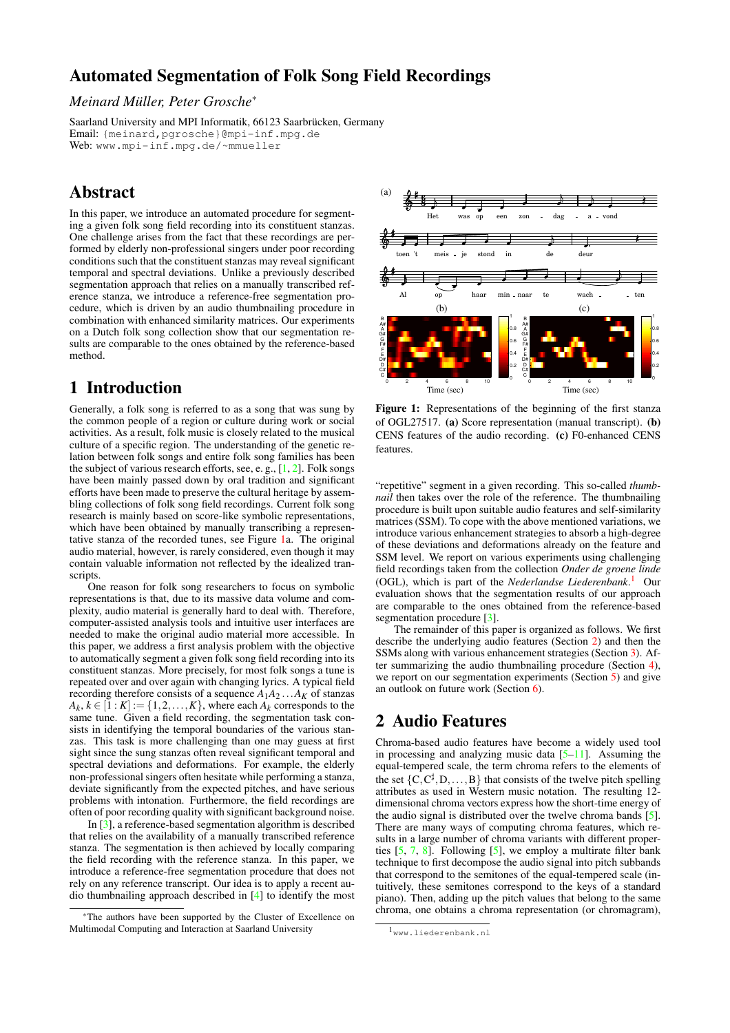# Automated Segmentation of Folk Song Field Recordings

*Meinard Müller, Peter Grosche*[*]

Saarland University and MPI Informatik, 66123 Saarbrücken, Germany
Email: {meinard,pgrosche}@mpi-inf.mpg.de
Web: www.mpi-inf.mpg.de/~mmueller

## Abstract

In this paper, we introduce an automated procedure for segmenting a given folk song field recording into its constituent stanzas. One challenge arises from the fact that these recordings are performed by elderly non-professional singers under poor recording conditions such that the constituent stanzas may reveal significant temporal and spectral deviations. Unlike a previously described segmentation approach that relies on a manually transcribed reference stanza, we introduce a reference-free segmentation procedure, which is driven by an audio thumbnailing procedure in combination with enhanced similarity matrices. Our experiments on a Dutch folk song collection show that our segmentation results are comparable to the ones obtained by the reference-based method.

# 1 Introduction

Generally, a folk song is referred to as a song that was sung by the common people of a region or culture during work or social activities. As a result, folk music is closely related to the musical culture of a specific region. The understanding of the genetic relation between folk songs and entire folk song families has been the subject of various research efforts, see, e. g., [1, 2]. Folk songs have been mainly passed down by oral tradition and significant efforts have been made to preserve the cultural heritage by assembling collections of folk song field recordings. Current folk song research is mainly based on score-like symbolic representations, which have been obtained by manually transcribing a representative stanza of the recorded tunes, see Figure 1a. The original audio material, however, is rarely considered, even though it may contain valuable information not reflected by the idealized transcripts.

One reason for folk song researchers to focus on symbolic representations is that, due to its massive data volume and complexity, audio material is generally hard to deal with. Therefore, computer-assisted analysis tools and intuitive user interfaces are needed to make the original audio material more accessible. In this paper, we address a first analysis problem with the objective to automatically segment a given folk song field recording into its constituent stanzas. More precisely, for most folk songs a tune is repeated over and over again with changing lyrics. A typical field recording therefore consists of a sequence $A_1A_2\ldots A_K$ of stanzas $A_k$, $k \in [1:K] := \{1,2,\ldots,K\}$, where each $A_k$ corresponds to the same tune. Given a field recording, the segmentation task consists in identifying the temporal boundaries of the various stanzas. This task is more challenging than one may guess at first sight since the sung stanzas often reveal significant temporal and spectral deviations and deformations. For example, the elderly non-professional singers often hesitate while performing a stanza, deviate significantly from the expected pitches, and have serious problems with intonation. Furthermore, the field recordings are often of poor recording quality with significant background noise.

In [3], a reference-based segmentation algorithm is described that relies on the availability of a manually transcribed reference stanza. The segmentation is then achieved by locally comparing the field recording with the reference stanza. In this paper, we introduce a reference-free segmentation procedure that does not rely on any reference transcript. Our idea is to apply a recent audio thumbnailing approach described in [4] to identify the most "repetitive" segment in a given recording. This so-called *thumbnail* then takes over the role of the reference. The thumbnailing procedure is built upon suitable audio features and self-similarity matrices (SSM). To cope with the above mentioned variations, we introduce various enhancement strategies to absorb a high-degree of these deviations and deformations already on the feature and SSM level. We report on various experiments using challenging field recordings taken from the collection *Onder de groene linde* (OGL), which is part of the *Nederlandse Liederenbank*.[1] Our evaluation shows that the segmentation results of our approach are comparable to the ones obtained from the reference-based segmentation procedure [3].

**Figure 1:** Representations of the beginning of the first stanza of OGL27517. **(a)** Score representation (manual transcript). **(b)** CENS features of the audio recording. **(c)** F0-enhanced CENS features.

The remainder of this paper is organized as follows. We first describe the underlying audio features (Section 2) and then the SSMs along with various enhancement strategies (Section 3). After summarizing the audio thumbnailing procedure (Section 4), we report on our segmentation experiments (Section 5) and give an outlook on future work (Section 6).

# 2 Audio Features

Chroma-based audio features have become a widely used tool in processing and analyzing music data [5–11]. Assuming the equal-tempered scale, the term chroma refers to the elements of the set $\{C, C^\sharp, D, \ldots, B\}$ that consists of the twelve pitch spelling attributes as used in Western music notation. The resulting 12-dimensional chroma vectors express how the short-time energy of the audio signal is distributed over the twelve chroma bands [5]. There are many ways of computing chroma features, which results in a large number of chroma variants with different properties [5, 7, 8]. Following [5], we employ a multirate filter bank technique to first decompose the audio signal into pitch subbands that correspond to the semitones of the equal-tempered scale (intuitively, these semitones correspond to the keys of a standard piano). Then, adding up the pitch values that belong to the same chroma, one obtains a chroma representation (or chromagram),

[*] The authors have been supported by the Cluster of Excellence on Multimodal Computing and Interaction at Saarland University

[1] www.liederenbank.nl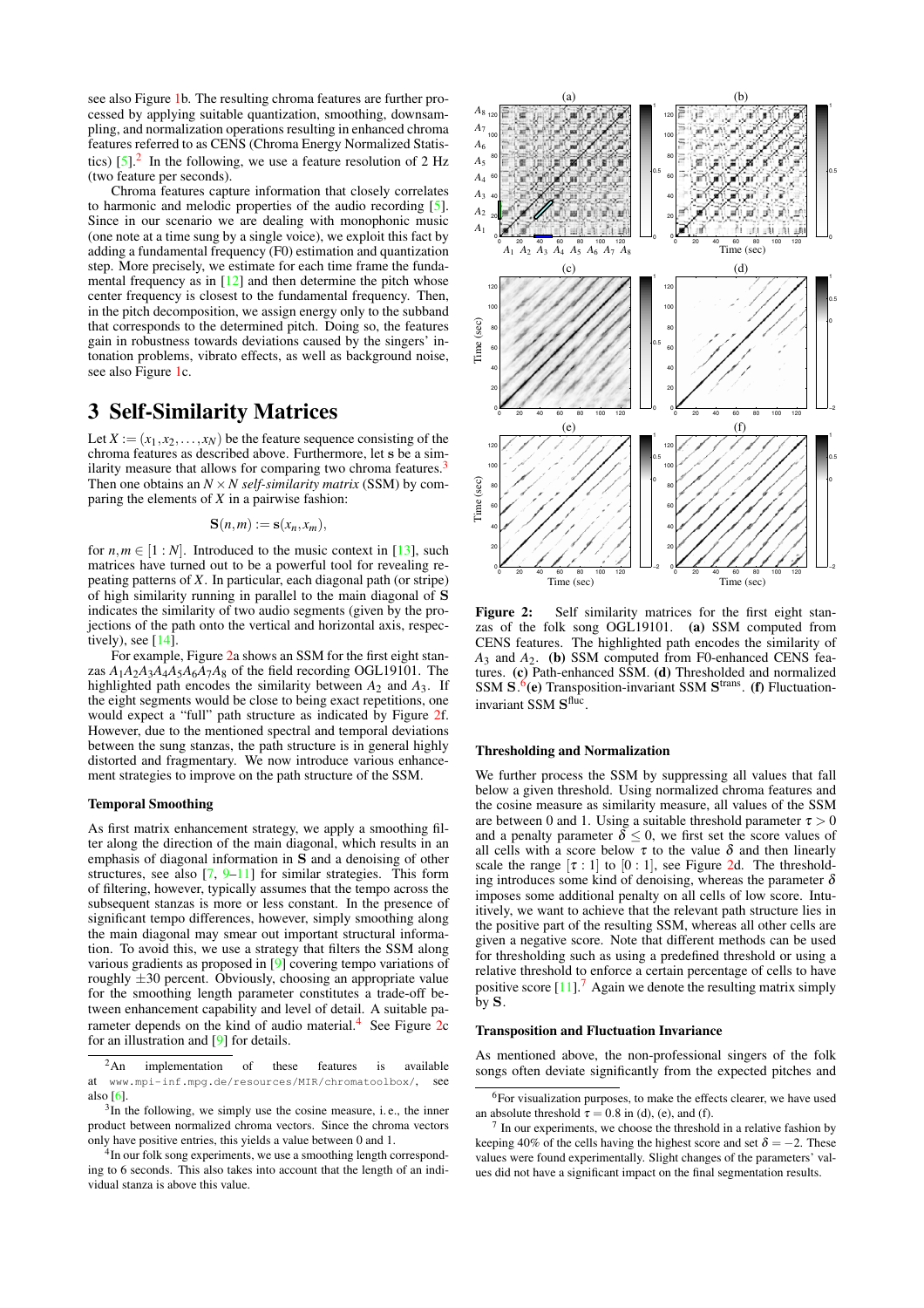see also Figure 1b. The resulting chroma features are further processed by applying suitable quantization, smoothing, downsampling, and normalization operations resulting in enhanced chroma features referred to as CENS (Chroma Energy Normalized Statistics) [5].[2] In the following, we use a feature resolution of 2 Hz (two feature per seconds).

Chroma features capture information that closely correlates to harmonic and melodic properties of the audio recording [5]. Since in our scenario we are dealing with monophonic music (one note at a time sung by a single voice), we exploit this fact by adding a fundamental frequency (F0) estimation and quantization step. More precisely, we estimate for each time frame the fundamental frequency as in [12] and then determine the pitch whose center frequency is closest to the fundamental frequency. Then, in the pitch decomposition, we assign energy only to the subband that corresponds to the determined pitch. Doing so, the features gain in robustness towards deviations caused by the singers' intonation problems, vibrato effects, as well as background noise, see also Figure 1c.

## 3 Self-Similarity Matrices

Let $X := (x_1, x_2, \ldots, x_N)$ be the feature sequence consisting of the chroma features as described above. Furthermore, let $\mathbf{s}$ be a similarity measure that allows for comparing two chroma features.[3] Then one obtains an $N \times N$ *self-similarity matrix* (SSM) by comparing the elements of $X$ in a pairwise fashion:

$$\mathbf{S}(n,m) := \mathbf{s}(x_n, x_m),$$

for $n, m \in [1:N]$. Introduced to the music context in [13], such matrices have turned out to be a powerful tool for revealing repeating patterns of $X$. In particular, each diagonal path (or stripe) of high similarity running in parallel to the main diagonal of $\mathbf{S}$ indicates the similarity of two audio segments (given by the projections of the path onto the vertical and horizontal axis, respectively), see [14].

For example, Figure 2a shows an SSM for the first eight stanzas $A_1A_2A_3A_4A_5A_6A_7A_8$ of the field recording OGL19101. The highlighted path encodes the similarity between $A_2$ and $A_3$. If the eight segments would be close to being exact repetitions, one would expect a "full" path structure as indicated by Figure 2f. However, due to the mentioned spectral and temporal deviations between the sung stanzas, the path structure is in general highly distorted and fragmentary. We now introduce various enhancement strategies to improve on the path structure of the SSM.

### Temporal Smoothing

As first matrix enhancement strategy, we apply a smoothing filter along the direction of the main diagonal, which results in an emphasis of diagonal information in $\mathbf{S}$ and a denoising of other structures, see also [7, 9–11] for similar strategies. This form of filtering, however, typically assumes that the tempo across the subsequent stanzas is more or less constant. In the presence of significant tempo differences, however, simply smoothing along the main diagonal may smear out important structural information. To avoid this, we use a strategy that filters the SSM along various gradients as proposed in [9] covering tempo variations of roughly $\pm 30$ percent. Obviously, choosing an appropriate value for the smoothing length parameter constitutes a trade-off between enhancement capability and level of detail. A suitable parameter depends on the kind of audio material.[4] See Figure 2c for an illustration and [9] for details.

Figure 2: Self similarity matrices for the first eight stanzas of the folk song OGL19101. **(a)** SSM computed from CENS features. The highlighted path encodes the similarity of $A_3$ and $A_2$. **(b)** SSM computed from F0-enhanced CENS features. **(c)** Path-enhanced SSM. **(d)** Thresholded and normalized SSM $\mathbf{S}$.[6] **(e)** Transposition-invariant SSM $\mathbf{S}^{\text{trans}}$. **(f)** Fluctuation-invariant SSM $\mathbf{S}^{\text{fluc}}$.

### Thresholding and Normalization

We further process the SSM by suppressing all values that fall below a given threshold. Using normalized chroma features and the cosine measure as similarity measure, all values of the SSM are between 0 and 1. Using a suitable threshold parameter $\tau > 0$ and a penalty parameter $\delta \leq 0$, we first set the score values of all cells with a score below $\tau$ to the value $\delta$ and then linearly scale the range $[\tau : 1]$ to $[0 : 1]$, see Figure 2d. The thresholding introduces some kind of denoising, whereas the parameter $\delta$ imposes some additional penalty on all cells of low score. Intuitively, we want to achieve that the relevant path structure lies in the positive part of the resulting SSM, whereas all other cells are given a negative score. Note that different methods can be used for thresholding such as using a predefined threshold or using a relative threshold to enforce a certain percentage of cells to have positive score [11].[7] Again we denote the resulting matrix simply by $\mathbf{S}$.

### Transposition and Fluctuation Invariance

As mentioned above, the non-professional singers of the folk songs often deviate significantly from the expected pitches and

---

[2] An implementation of these features is available at www.mpi-inf.mpg.de/resources/MIR/chromatoolbox/, see also [6].

[3] In the following, we simply use the cosine measure, i. e., the inner product between normalized chroma vectors. Since the chroma vectors only have positive entries, this yields a value between 0 and 1.

[4] In our folk song experiments, we use a smoothing length corresponding to 6 seconds. This also takes into account that the length of an individual stanza is above this value.

[6] For visualization purposes, to make the effects clearer, we have used an absolute threshold $\tau = 0.8$ in (d), (e), and (f).

[7] In our experiments, we choose the threshold in a relative fashion by keeping 40% of the cells having the highest score and set $\delta = -2$. These values were found experimentally. Slight changes of the parameters' values did not have a significant impact on the final segmentation results.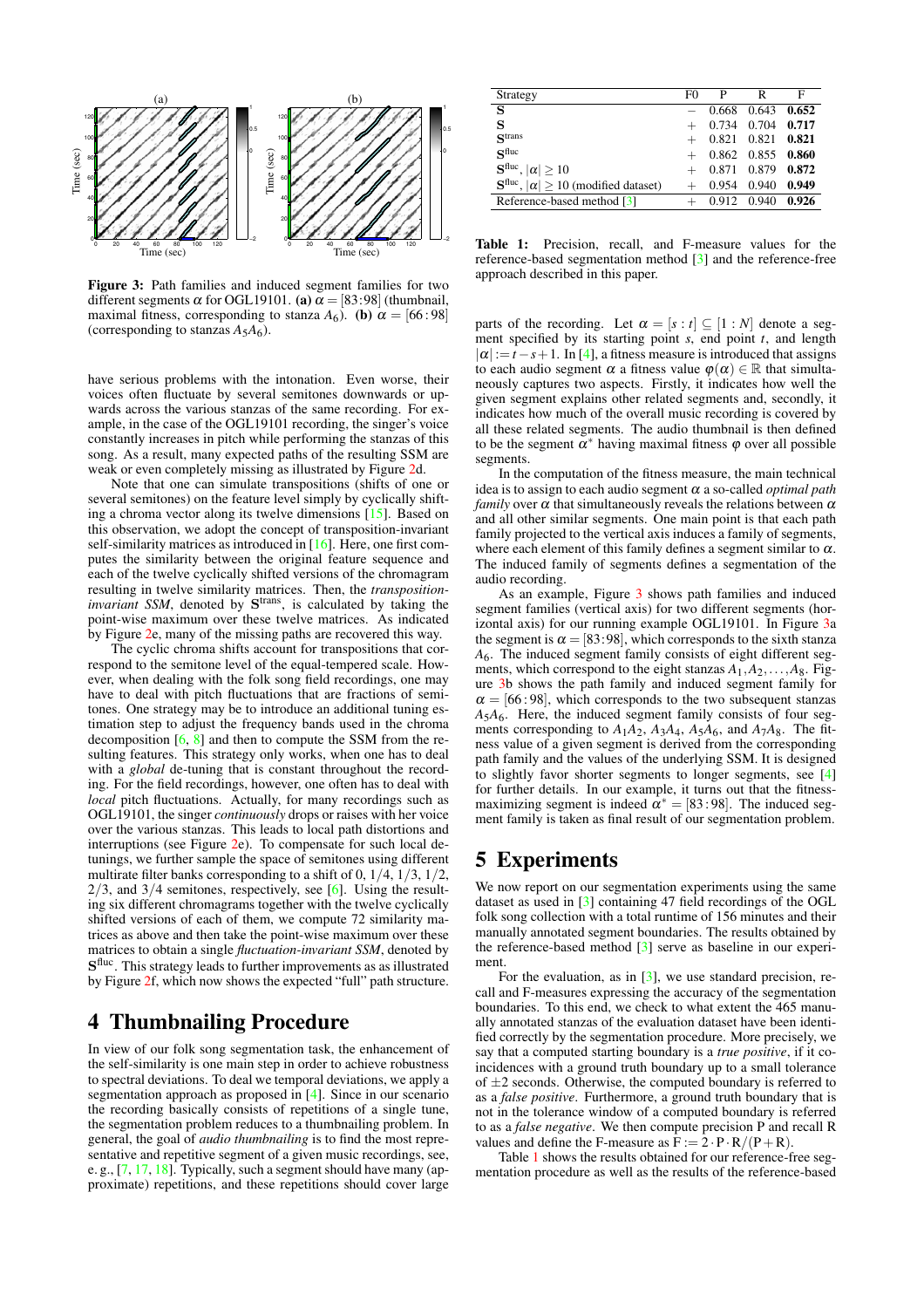Figure 3: Path families and induced segment families for two different segments $\alpha$ for OGL19101. **(a)** $\alpha = [83:98]$ (thumbnail, maximal fitness, corresponding to stanza $A_6$). **(b)** $\alpha = [66:98]$ (corresponding to stanzas $A_5A_6$).

have serious problems with the intonation. Even worse, their voices often fluctuate by several semitones downwards or upwards across the various stanzas of the same recording. For example, in the case of the OGL19101 recording, the singer's voice constantly increases in pitch while performing the stanzas of this song. As a result, many expected paths of the resulting SSM are weak or even completely missing as illustrated by Figure 2d.

Note that one can simulate transpositions (shifts of one or several semitones) on the feature level simply by cyclically shifting a chroma vector along its twelve dimensions [15]. Based on this observation, we adopt the concept of transposition-invariant self-similarity matrices as introduced in [16]. Here, one first computes the similarity between the original feature sequence and each of the twelve cyclically shifted versions of the chromagram resulting in twelve similarity matrices. Then, the *transposition-invariant SSM*, denoted by $\mathbf{S}^{\text{trans}}$, is calculated by taking the point-wise maximum over these twelve matrices. As indicated by Figure 2e, many of the missing paths are recovered this way.

The cyclic chroma shifts account for transpositions that correspond to the semitone level of the equal-tempered scale. However, when dealing with the folk song field recordings, one may have to deal with pitch fluctuations that are fractions of semitones. One strategy may be to introduce an additional tuning estimation step to adjust the frequency bands used in the chroma decomposition [6, 8] and then to compute the SSM from the resulting features. This strategy only works, when one has to deal with a *global* de-tuning that is constant throughout the recording. For the field recordings, however, one often has to deal with *local* pitch fluctuations. Actually, for many recordings such as OGL19101, the singer *continuously* drops or raises with her voice over the various stanzas. This leads to local path distortions and interruptions (see Figure 2e). To compensate for such local detunings, we further sample the space of semitones using different multirate filter banks corresponding to a shift of 0, $1/4$, $1/3$, $1/2$, $2/3$, and $3/4$ semitones, respectively, see [6]. Using the resulting six different chromagrams together with the twelve cyclically shifted versions of each of them, we compute 72 similarity matrices as above and then take the point-wise maximum over these matrices to obtain a single *fluctuation-invariant SSM*, denoted by $\mathbf{S}^{\text{fluc}}$. This strategy leads to further improvements as as illustrated by Figure 2f, which now shows the expected "full" path structure.

# 4 Thumbnailing Procedure

In view of our folk song segmentation task, the enhancement of the self-similarity is one main step in order to achieve robustness to spectral deviations. To deal we temporal deviations, we apply a segmentation approach as proposed in [4]. Since in our scenario the recording basically consists of repetitions of a single tune, the segmentation problem reduces to a thumbnailing problem. In general, the goal of *audio thumbnailing* is to find the most representative and repetitive segment of a given music recordings, see, e. g., [7, 17, 18]. Typically, such a segment should have many (approximate) repetitions, and these repetitions should cover large

| Strategy | F0 | P | R | F |
|---|---|---|---|---|
| $\mathbf{S}$ | $-$ | 0.668 | 0.643 | **0.652** |
| $\mathbf{S}$ | $+$ | 0.734 | 0.704 | **0.717** |
| $\mathbf{S}^{\text{trans}}$ | $+$ | 0.821 | 0.821 | **0.821** |
| $\mathbf{S}^{\text{fluc}}$ | $+$ | 0.862 | 0.855 | **0.860** |
| $\mathbf{S}^{\text{fluc}}$, $\lvert\alpha\rvert \geq 10$ | $+$ | 0.871 | 0.879 | **0.872** |
| $\mathbf{S}^{\text{fluc}}$, $\lvert\alpha\rvert \geq 10$ (modified dataset) | $+$ | 0.954 | 0.940 | **0.949** |
| Reference-based method [3] | $+$ | 0.912 | 0.940 | **0.926** |

**Table 1:** Precision, recall, and F-measure values for the reference-based segmentation method [3] and the reference-free approach described in this paper.

parts of the recording. Let $\alpha = [s:t] \subseteq [1:N]$ denote a segment specified by its starting point $s$, end point $t$, and length $|\alpha| := t - s + 1$. In [4], a fitness measure is introduced that assigns to each audio segment $\alpha$ a fitness value $\varphi(\alpha) \in \mathbb{R}$ that simultaneously captures two aspects. Firstly, it indicates how well the given segment explains other related segments and, secondly, it indicates how much of the overall music recording is covered by all these related segments. The audio thumbnail is then defined to be the segment $\alpha^*$ having maximal fitness $\varphi$ over all possible segments.

In the computation of the fitness measure, the main technical idea is to assign to each audio segment $\alpha$ a so-called *optimal path family* over $\alpha$ that simultaneously reveals the relations between $\alpha$ and all other similar segments. One main point is that each path family projected to the vertical axis induces a family of segments, where each element of this family defines a segment similar to $\alpha$. The induced family of segments defines a segmentation of the audio recording.

As an example, Figure 3 shows path families and induced segment families (vertical axis) for two different segments (horizontal axis) for our running example OGL19101. In Figure 3a the segment is $\alpha = [83:98]$, which corresponds to the sixth stanza $A_6$. The induced segment family consists of eight different segments, which correspond to the eight stanzas $A_1, A_2, \ldots, A_8$. Figure 3b shows the path family and induced segment family for $\alpha = [66:98]$, which corresponds to the two subsequent stanzas $A_5A_6$. Here, the induced segment family consists of four segments corresponding to $A_1A_2$, $A_3A_4$, $A_5A_6$, and $A_7A_8$. The fitness value of a given segment is derived from the corresponding path family and the values of the underlying SSM. It is designed to slightly favor shorter segments to longer segments, see [4] for further details. In our example, it turns out that the fitness-maximizing segment is indeed $\alpha^* = [83:98]$. The induced segment family is taken as final result of our segmentation problem.

# 5 Experiments

We now report on our segmentation experiments using the same dataset as used in [3] containing 47 field recordings of the OGL folk song collection with a total runtime of 156 minutes and their manually annotated segment boundaries. The results obtained by the reference-based [3] serve as baseline in our experiment.

For the evaluation, as in [3], we use standard precision, recall and F-measures expressing the accuracy of the segmentation boundaries. To this end, we check to what extent the 465 manually annotated stanzas of the evaluation dataset have been identified correctly by the segmentation procedure. More precisely, we say that a computed starting boundary is a *true positive*, if it coincidences with a ground truth boundary up to a small tolerance of $\pm 2$ seconds. Otherwise, the computed boundary is referred to as a *false positive*. Furthermore, a ground truth boundary that is not in the tolerance window of a computed boundary is referred to as a *false negative*. We then compute precision P and recall R values and define the F-measure as $\mathrm{F} := 2 \cdot \mathrm{P} \cdot \mathrm{R}/(\mathrm{P} + \mathrm{R})$.

Table 1 shows the results obtained for our reference-free segmentation procedure as well as the results of the reference-based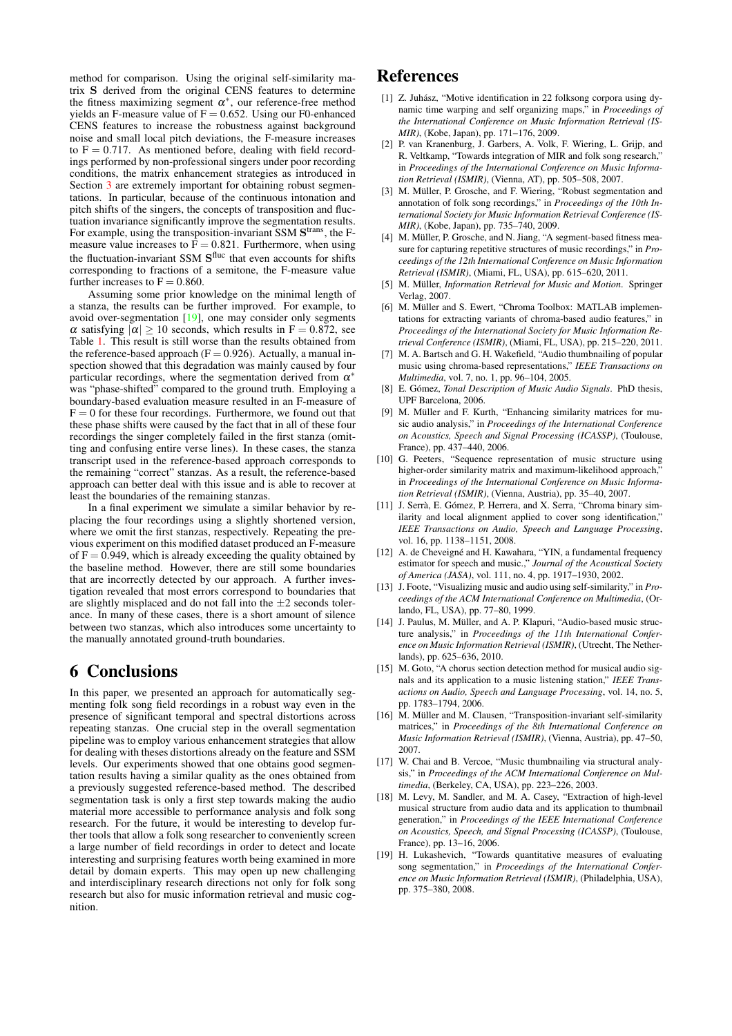method for comparison. Using the original self-similarity matrix $\mathbf{S}$ derived from the original CENS features to determine the fitness maximizing segment $\alpha^*$, our reference-free method yields an F-measure value of $\mathrm{F} = 0.652$. Using our F0-enhanced CENS features to increase the robustness against background noise and small local pitch deviations, the F-measure increases to $\mathrm{F} = 0.717$. As mentioned before, dealing with field recordings performed by non-professional singers under poor recording conditions, the matrix enhancement strategies as introduced in Section 3 are extremely important for obtaining robust segmentations. In particular, because of the continuous intonation and pitch shifts of the singers, the concepts of transposition and fluctuation invariance significantly improve the segmentation results. For example, using the transposition-invariant SSM $\mathbf{S}^{\mathrm{trans}}$, the F-measure value increases to $\mathrm{F} = 0.821$. Furthermore, when using the fluctuation-invariant SSM $\mathbf{S}^{\mathrm{fluc}}$ that even accounts for shifts corresponding to fractions of a semitone, the F-measure value further increases to $\mathrm{F} = 0.860$.

Assuming some prior knowledge on the minimal length of a stanza, the results can be further improved. For example, to avoid over-segmentation [19], one may consider only segments $\alpha$ satisfying $|\alpha| \geq 10$ seconds, which results in $\mathrm{F} = 0.872$, see Table 1. This result is still worse than the results obtained from the reference-based approach ($\mathrm{F} = 0.926$). Actually, a manual inspection showed that this degradation was mainly caused by four particular recordings, where the segmentation derived from $\alpha^*$ was "phase-shifted" compared to the ground truth. Employing a boundary-based evaluation measure resulted in an F-measure of $\mathrm{F} = 0$ for these four recordings. Furthermore, we found out that these phase shifts were caused by the fact that in all of these four recordings the singer completely failed in the first stanza (omitting and confusing entire verse lines). In these cases, the stanza transcript used in the reference-based approach corresponds to the remaining "correct" stanzas. As a result, the reference-based approach can better deal with this issue and is able to recover at least the boundaries of the remaining stanzas.

In a final experiment we simulate a similar behavior by replacing the four recordings using a slightly shortened version, where we omit the first stanzas, respectively. Repeating the previous experiment on this modified dataset produced an F-measure of $\mathrm{F} = 0.949$, which is already exceeding the quality obtained by the baseline method. However, there are still some boundaries that are incorrectly detected by our approach. A further investigation revealed that most errors correspond to boundaries that are slightly misplaced and do not fall into the $\pm 2$ seconds tolerance. In many of these cases, there is a short amount of silence between two stanzas, which also introduces some uncertainty to the manually annotated ground-truth boundaries.

# 6 Conclusions

In this paper, we presented an approach for automatically segmenting folk song field recordings in a robust way even in the presence of significant temporal and spectral distortions across repeating stanzas. One crucial step in the overall segmentation pipeline was to employ various enhancement strategies that allow for dealing with theses distortions already on the feature and SSM levels. Our experiments showed that one obtains good segmentation results having a similar quality as the ones obtained from a previously suggested reference-based method. The described segmentation task is only a first step towards making the audio material more accessible to performance analysis and folk song research. For the future, it would be interesting to develop further tools that allow a folk song researcher to conveniently screen a large number of field recordings in order to detect and locate interesting and surprising features worth being examined in more detail by domain experts. This may open up new challenging and interdisciplinary research directions not only for folk song research but also for music information retrieval and music cognition.

# References

[1] Z. Juhász, "Motive identification in 22 folksong corpora using dynamic time warping and self organizing maps," in *Proceedings of the International Conference on Music Information Retrieval (ISMIR)*, (Kobe, Japan), pp. 171–176, 2009.

[2] P. van Kranenburg, J. Garbers, A. Volk, F. Wiering, L. Grijp, and R. Veltkamp, "Towards integration of MIR and folk song research," in *Proceedings of the International Conference on Music Information Retrieval (ISMIR)*, (Vienna, AT), pp. 505–508, 2007.

[3] M. Müller, P. Grosche, and F. Wiering, "Robust segmentation and annotation of folk song recordings," in *Proceedings of the 10th International Society for Music Information Retrieval Conference (ISMIR)*, (Kobe, Japan), pp. 735–740, 2009.

[4] M. Müller, P. Grosche, and N. Jiang, "A segment-based fitness measure for capturing repetitive structures of music recordings," in *Proceedings of the 12th International Conference on Music Information Retrieval (ISMIR)*, (Miami, FL, USA), pp. 615–620, 2011.

[5] M. Müller, *Information Retrieval for Music and Motion*. Springer Verlag, 2007.

[6] M. Müller and S. Ewert, "Chroma Toolbox: MATLAB implementations for extracting variants of chroma-based audio features," in *Proceedings of the International Society for Music Information Retrieval Conference (ISMIR)*, (Miami, FL, USA), pp. 215–220, 2011.

[7] M. A. Bartsch and G. H. Wakefield, "Audio thumbnailing of popular music using chroma-based representations," *IEEE Transactions on Multimedia*, vol. 7, no. 1, pp. 96–104, 2005.

[8] E. Gómez, *Tonal Description of Music Audio Signals*. PhD thesis, UPF Barcelona, 2006.

[9] M. Müller and F. Kurth, "Enhancing similarity matrices for music audio analysis," in *Proceedings of the International Conference on Acoustics, Speech and Signal Processing (ICASSP)*, (Toulouse, France), pp. 437–440, 2006.

[10] G. Peeters, "Sequence representation of music structure using higher-order similarity matrix and maximum-likelihood approach," in *Proceedings of the International Conference on Music Information Retrieval (ISMIR)*, (Vienna, Austria), pp. 35–40, 2007.

[11] J. Serrà, E. Gómez, P. Herrera, and X. Serra, "Chroma binary similarity and local alignment applied to cover song identification," *IEEE Transactions on Audio, Speech and Language Processing*, vol. 16, pp. 1138–1151, 2008.

[12] A. de Cheveigné and H. Kawahara, "YIN, a fundamental frequency estimator for speech and music.," *Journal of the Acoustical Society of America (JASA)*, vol. 111, no. 4, pp. 1917–1930, 2002.

[13] J. Foote, "Visualizing music and audio using self-similarity," in *Proceedings of the ACM International Conference on Multimedia*, (Orlando, FL, USA), pp. 77–80, 1999.

[14] J. Paulus, M. Müller, and A. P. Klapuri, "Audio-based music structure analysis," in *Proceedings of the 11th International Conference on Music Information Retrieval (ISMIR)*, (Utrecht, The Netherlands), pp. 625–636, 2010.

[15] M. Goto, "A chorus section detection method for musical audio signals and its application to a music listening station," *IEEE Transactions on Audio, Speech and Language Processing*, vol. 14, no. 5, pp. 1783–1794, 2006.

[16] M. Müller and M. Clausen, "Transposition-invariant self-similarity matrices," in *Proceedings of the 8th International Conference on Music Information Retrieval (ISMIR)*, (Vienna, Austria), pp. 47–50, 2007.

[17] W. Chai and B. Vercoe, "Music thumbnailing via structural analysis," in *Proceedings of the ACM International Conference on Multimedia*, (Berkeley, CA, USA), pp. 223–226, 2003.

[18] M. Levy, M. Sandler, and M. A. Casey, "Extraction of high-level musical structure from audio data and its application to thumbnail generation," in *Proceedings of the IEEE International Conference on Acoustics, Speech, and Signal Processing (ICASSP)*, (Toulouse, France), pp. 13–16, 2006.

[19] H. Lukashevich, "Towards quantitative measures of evaluating song segmentation," in *Proceedings of the International Conference on Music Information Retrieval (ISMIR)*, (Philadelphia, USA), pp. 375–380, 2008.